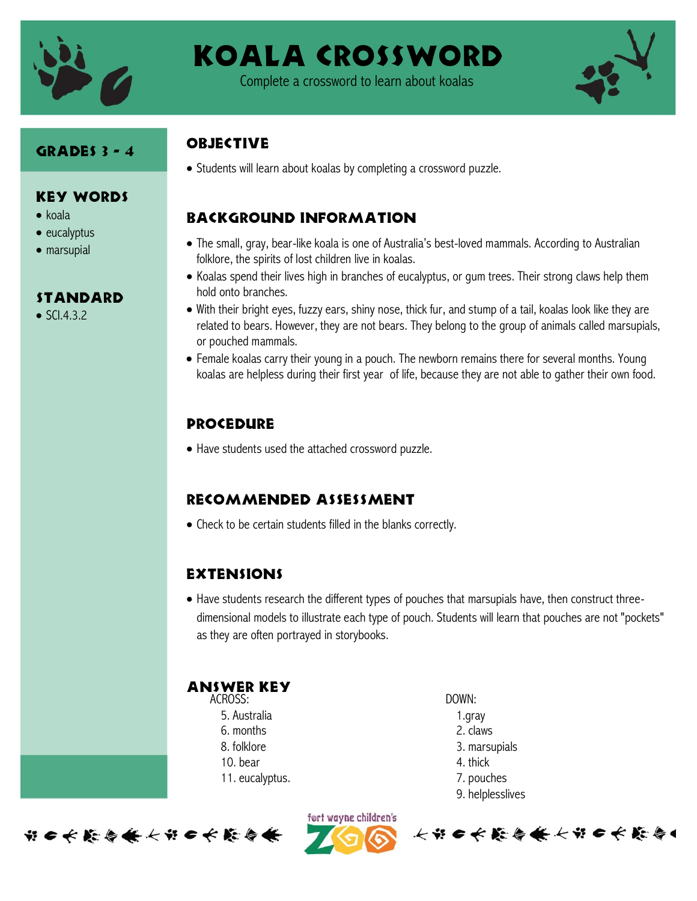# Koala Crossword

Complete a crossword to learn about koalas

## Grades 3 - 4

## Key Words

- koala
- eucalyptus
- marsupial

## Standard

- SCI.4.3.2

## Objective

- Students will learn about koalas by completing a crossword puzzle.

## Background Information

- The small, gray, bear-like koala is one of Australia's best-loved mammals. According to Australian folklore, the spirits of lost children live in koalas.
- Koalas spend their lives high in branches of eucalyptus, or gum trees. Their strong claws help them hold onto branches.
- With their bright eyes, fuzzy ears, shiny nose, thick fur, and stump of a tail, koalas look like they are related to bears. However, they are not bears. They belong to the group of animals called marsupials, or pouched mammals.
- Female koalas carry their young in a pouch. The newborn remains there for several months. Young koalas are helpless during their first year of life, because they are not able to gather their own food.

## Procedure

- Have students used the attached crossword puzzle.

## Recommended Assessment

- Check to be certain students filled in the blanks correctly.

## Extensions

- Have students research the different types of pouches that marsupials have, then construct three-dimensional models to illustrate each type of pouch. Students will learn that pouches are not "pockets" as they are often portrayed in storybooks.

## Answer Key

ACROSS:

5. Australia
6. months
8. folklore
10. bear
11. eucalyptus.

DOWN:

1. gray
2. claws
3. marsupials
4. thick
7. pouches
9. helplesslives

fort wayne children's zoo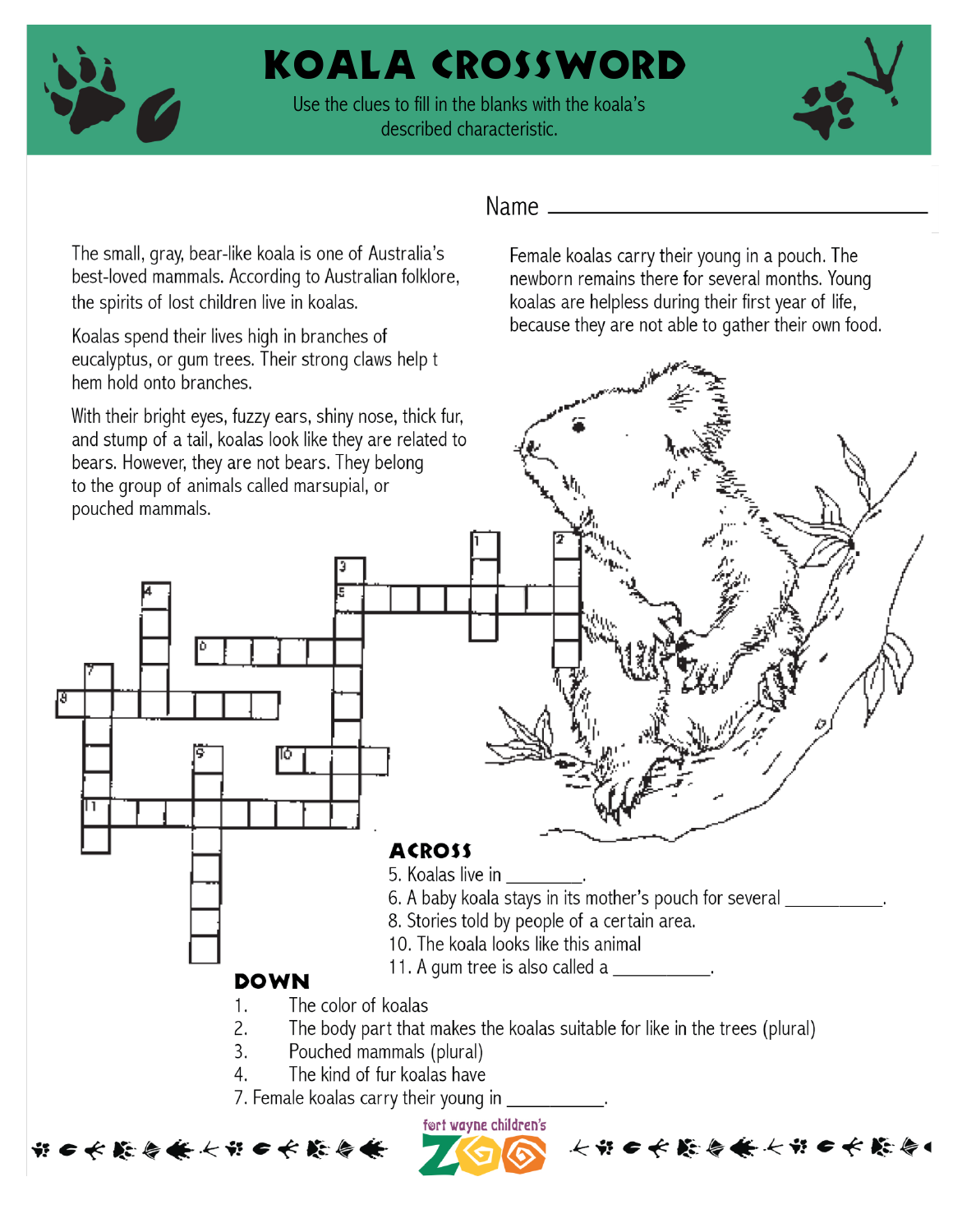# KOALA CROSSWORD

Use the clues to fill in the blanks with the koala's described characteristic.

Name ______________________________

The small, gray, bear-like koala is one of Australia's best-loved mammals. According to Australian folklore, the spirits of lost children live in koalas.

Koalas spend their lives high in branches of eucalyptus, or gum trees. Their strong claws help t hem hold onto branches.

With their bright eyes, fuzzy ears, shiny nose, thick fur, and stump of a tail, koalas look like they are related to bears. However, they are not bears. They belong to the group of animals called marsupial, or pouched mammals.

Female koalas carry their young in a pouch. The newborn remains there for several months. Young koalas are helpless during their first year of life, because they are not able to gather their own food.

## ACROSS

5. Koalas live in ________.
6. A baby koala stays in its mother's pouch for several __________.
8. Stories told by people of a certain area.
10. The koala looks like this animal
11. A gum tree is also called a __________.

## DOWN

1. The color of koalas
2. The body part that makes the koalas suitable for like in the trees (plural)
3. Pouched mammals (plural)
4. The kind of fur koalas have
7. Female koalas carry their young in __________.

fort wayne children's ZOO